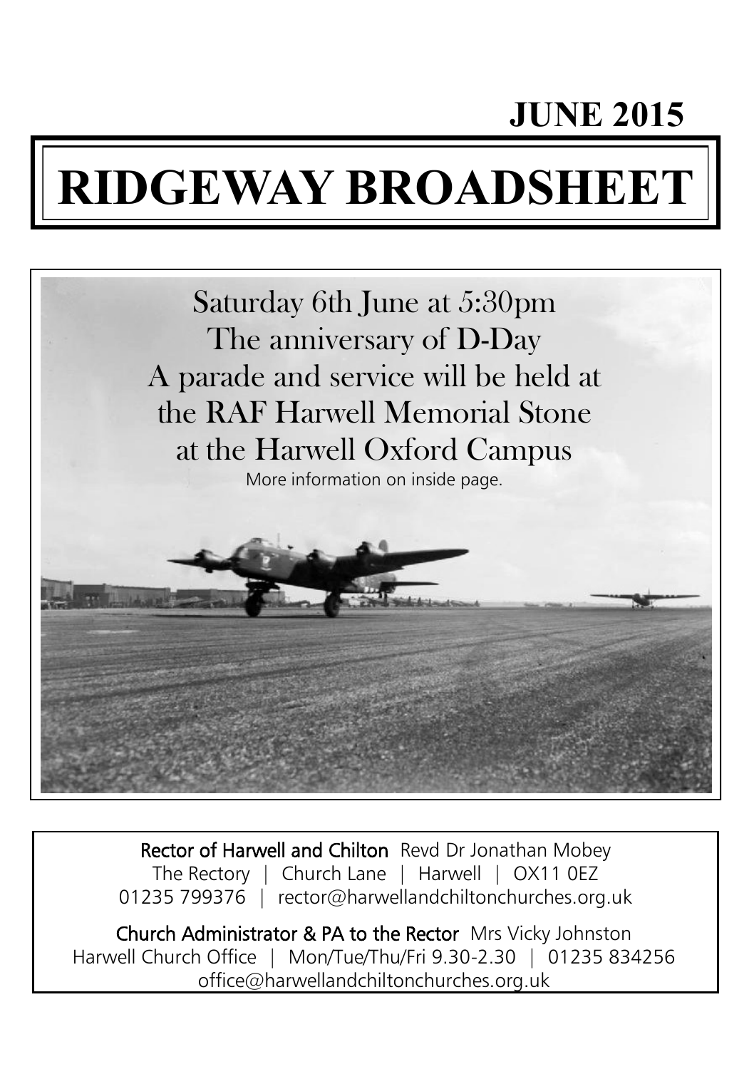**JUNE 2015**

# RIDGEWAY BROADSHEET

Saturday 6th June at 5:30pm
The anniversary of D-Day
A parade and service will be held at
the RAF Harwell Memorial Stone
at the Harwell Oxford Campus

More information on inside page.

**Rector of Harwell and Chilton** Revd Dr Jonathan Mobey
The Rectory | Church Lane | Harwell | OX11 0EZ
01235 799376 | rector@harwellandchiltonchurches.org.uk

**Church Administrator & PA to the Rector** Mrs Vicky Johnston
Harwell Church Office | Mon/Tue/Thu/Fri 9.30-2.30 | 01235 834256
office@harwellandchiltonchurches.org.uk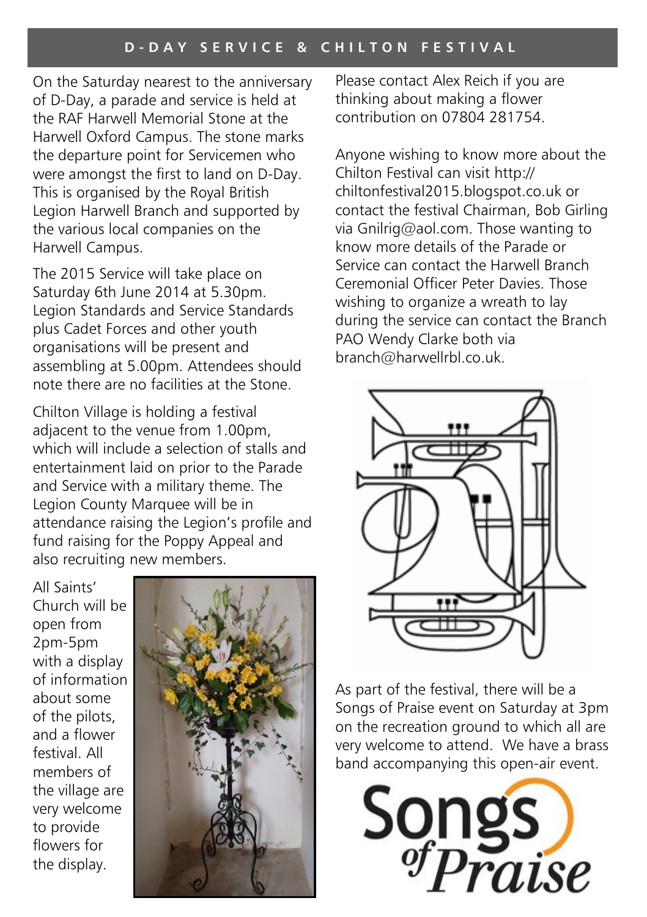## D-DAY SERVICE & CHILTON FESTIVAL

On the Saturday nearest to the anniversary of D-Day, a parade and service is held at the RAF Harwell Memorial Stone at the Harwell Oxford Campus. The stone marks the departure point for Servicemen who were amongst the first to land on D-Day. This is organised by the Royal British Legion Harwell Branch and supported by the various local companies on the Harwell Campus.

The 2015 Service will take place on Saturday 6th June 2014 at 5.30pm. Legion Standards and Service Standards plus Cadet Forces and other youth organisations will be present and assembling at 5.00pm. Attendees should note there are no facilities at the Stone.

Chilton Village is holding a festival adjacent to the venue from 1.00pm, which will include a selection of stalls and entertainment laid on prior to the Parade and Service with a military theme. The Legion County Marquee will be in attendance raising the Legion's profile and fund raising for the Poppy Appeal and also recruiting new members.

All Saints' Church will be open from 2pm-5pm with a display of information about some of the pilots, and a flower festival. All members of the village are very welcome to provide flowers for the display.

Please contact Alex Reich if you are thinking about making a flower contribution on 07804 281754.

Anyone wishing to know more about the Chilton Festival can visit http://chiltonfestival2015.blogspot.co.uk or contact the festival Chairman, Bob Girling via Gnilrig@aol.com. Those wanting to know more details of the Parade or Service can contact the Harwell Branch Ceremonial Officer Peter Davies. Those wishing to organize a wreath to lay during the service can contact the Branch PAO Wendy Clarke both via branch@harwellrbl.co.uk.

As part of the festival, there will be a Songs of Praise event on Saturday at 3pm on the recreation ground to which all are very welcome to attend. We have a brass band accompanying this open-air event.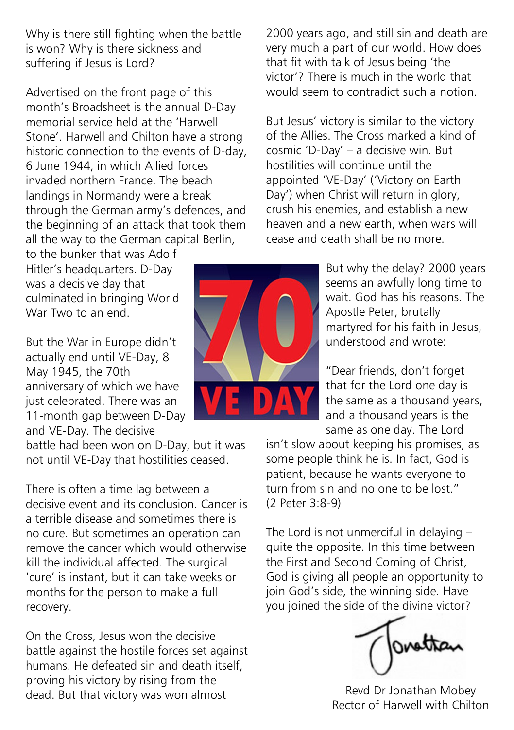Why is there still fighting when the battle is won? Why is there sickness and suffering if Jesus is Lord?

Advertised on the front page of this month's Broadsheet is the annual D-Day memorial service held at the 'Harwell Stone'. Harwell and Chilton have a strong historic connection to the events of D-day, 6 June 1944, in which Allied forces invaded northern France. The beach landings in Normandy were a break through the German army's defences, and the beginning of an attack that took them all the way to the German capital Berlin, to the bunker that was Adolf Hitler's headquarters. D-Day was a decisive day that culminated in bringing World War Two to an end.

But the War in Europe didn't actually end until VE-Day, 8 May 1945, the 70th anniversary of which we have just celebrated. There was an 11-month gap between D-Day and VE-Day. The decisive battle had been won on D-Day, but it was not until VE-Day that hostilities ceased.

There is often a time lag between a decisive event and its conclusion. Cancer is a terrible disease and sometimes there is no cure. But sometimes an operation can remove the cancer which would otherwise kill the individual affected. The surgical 'cure' is instant, but it can take weeks or months for the person to make a full recovery.

On the Cross, Jesus won the decisive battle against the hostile forces set against humans. He defeated sin and death itself, proving his victory by rising from the dead. But that victory was won almost 2000 years ago, and still sin and death are very much a part of our world. How does that fit with talk of Jesus being 'the victor'? There is much in the world that would seem to contradict such a notion.

But Jesus' victory is similar to the victory of the Allies. The Cross marked a kind of cosmic 'D-Day' – a decisive win. But hostilities will continue until the appointed 'VE-Day' ('Victory on Earth Day') when Christ will return in glory, crush his enemies, and establish a new heaven and a new earth, when wars will cease and death shall be no more.

But why the delay? 2000 years seems an awfully long time to wait. God has his reasons. The Apostle Peter, brutally martyred for his faith in Jesus, understood and wrote:

"Dear friends, don't forget that for the Lord one day is the same as a thousand years, and a thousand years is the same as one day. The Lord isn't slow about keeping his promises, as some people think he is. In fact, God is patient, because he wants everyone to turn from sin and no one to be lost." (2 Peter 3:8-9)

The Lord is not unmerciful in delaying – quite the opposite. In this time between the First and Second Coming of Christ, God is giving all people an opportunity to join God's side, the winning side. Have you joined the side of the divine victor?

Jonathan

Revd Dr Jonathan Mobey
Rector of Harwell with Chilton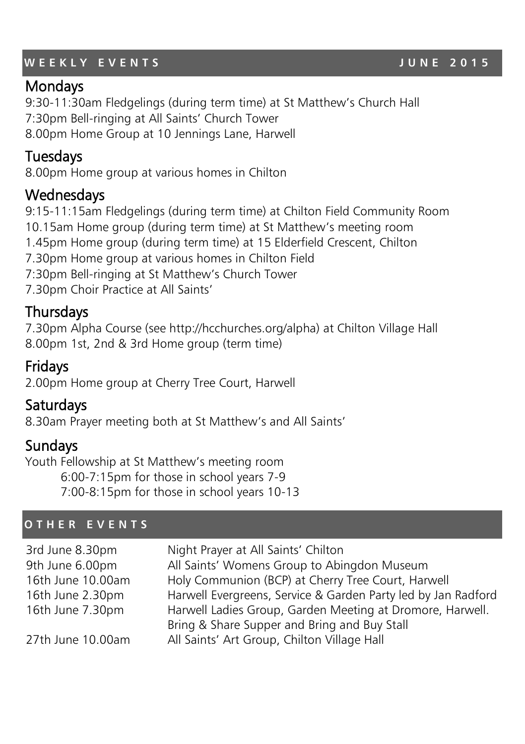## WEEKLY EVENTS JUNE 2015

### Mondays

9:30-11:30am Fledgelings (during term time) at St Matthew's Church Hall
7:30pm Bell-ringing at All Saints' Church Tower
8.00pm Home Group at 10 Jennings Lane, Harwell

### Tuesdays

8.00pm Home group at various homes in Chilton

### Wednesdays

9:15-11:15am Fledgelings (during term time) at Chilton Field Community Room
10.15am Home group (during term time) at St Matthew's meeting room
1.45pm Home group (during term time) at 15 Elderfield Crescent, Chilton
7.30pm Home group at various homes in Chilton Field
7:30pm Bell-ringing at St Matthew's Church Tower
7.30pm Choir Practice at All Saints'

### Thursdays

7.30pm Alpha Course (see http://hcchurches.org/alpha) at Chilton Village Hall
8.00pm 1st, 2nd & 3rd Home group (term time)

### Fridays

2.00pm Home group at Cherry Tree Court, Harwell

### Saturdays

8.30am Prayer meeting both at St Matthew's and All Saints'

### Sundays

Youth Fellowship at St Matthew's meeting room
6:00-7:15pm for those in school years 7-9
7:00-8:15pm for those in school years 10-13

## OTHER EVENTS

| | |
|---|---|
| 3rd June 8.30pm | Night Prayer at All Saints' Chilton |
| 9th June 6.00pm | All Saints' Womens Group to Abingdon Museum |
| 16th June 10.00am | Holy Communion (BCP) at Cherry Tree Court, Harwell |
| 16th June 2.30pm | Harwell Evergreens, Service & Garden Party led by Jan Radford |
| 16th June 7.30pm | Harwell Ladies Group, Garden Meeting at Dromore, Harwell. Bring & Share Supper and Bring and Buy Stall |
| 27th June 10.00am | All Saints' Art Group, Chilton Village Hall |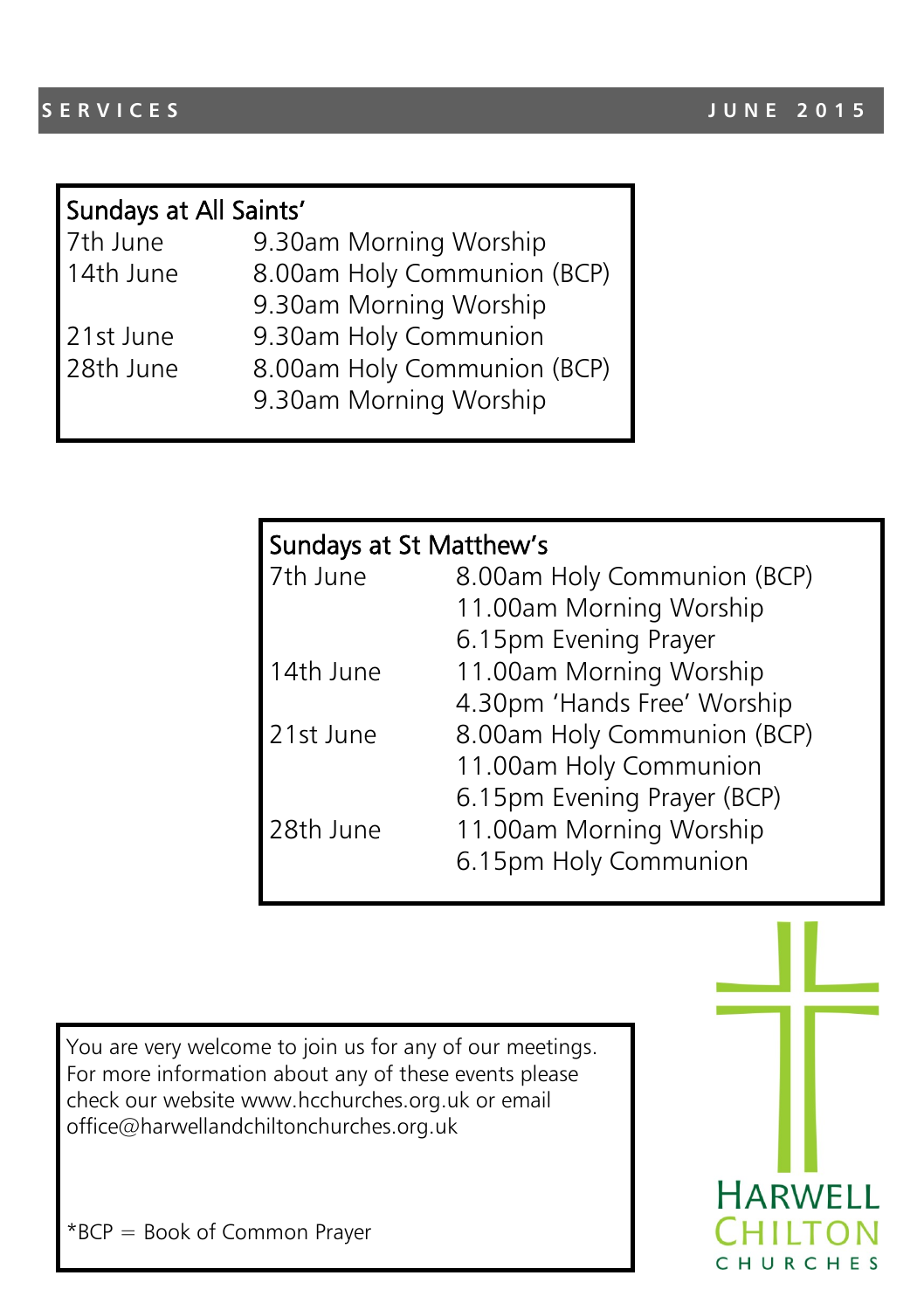**SERVICES** **JUNE 2015**

## Sundays at All Saints'

| Date | Services |
|---|---|
| 7th June | 9.30am Morning Worship |
| 14th June | 8.00am Holy Communion (BCP) |
| | 9.30am Morning Worship |
| 21st June | 9.30am Holy Communion |
| 28th June | 8.00am Holy Communion (BCP) |
| | 9.30am Morning Worship |

## Sundays at St Matthew's

| Date | Services |
|---|---|
| 7th June | 8.00am Holy Communion (BCP) |
| | 11.00am Morning Worship |
| | 6.15pm Evening Prayer |
| 14th June | 11.00am Morning Worship |
| | 4.30pm 'Hands Free' Worship |
| 21st June | 8.00am Holy Communion (BCP) |
| | 11.00am Holy Communion |
| | 6.15pm Evening Prayer (BCP) |
| 28th June | 11.00am Morning Worship |
| | 6.15pm Holy Communion |

You are very welcome to join us for any of our meetings. For more information about any of these events please check our website www.hcchurches.org.uk or email office@harwellandchiltonchurches.org.uk

*BCP = Book of Common Prayer

HARWELL CHILTON CHURCHES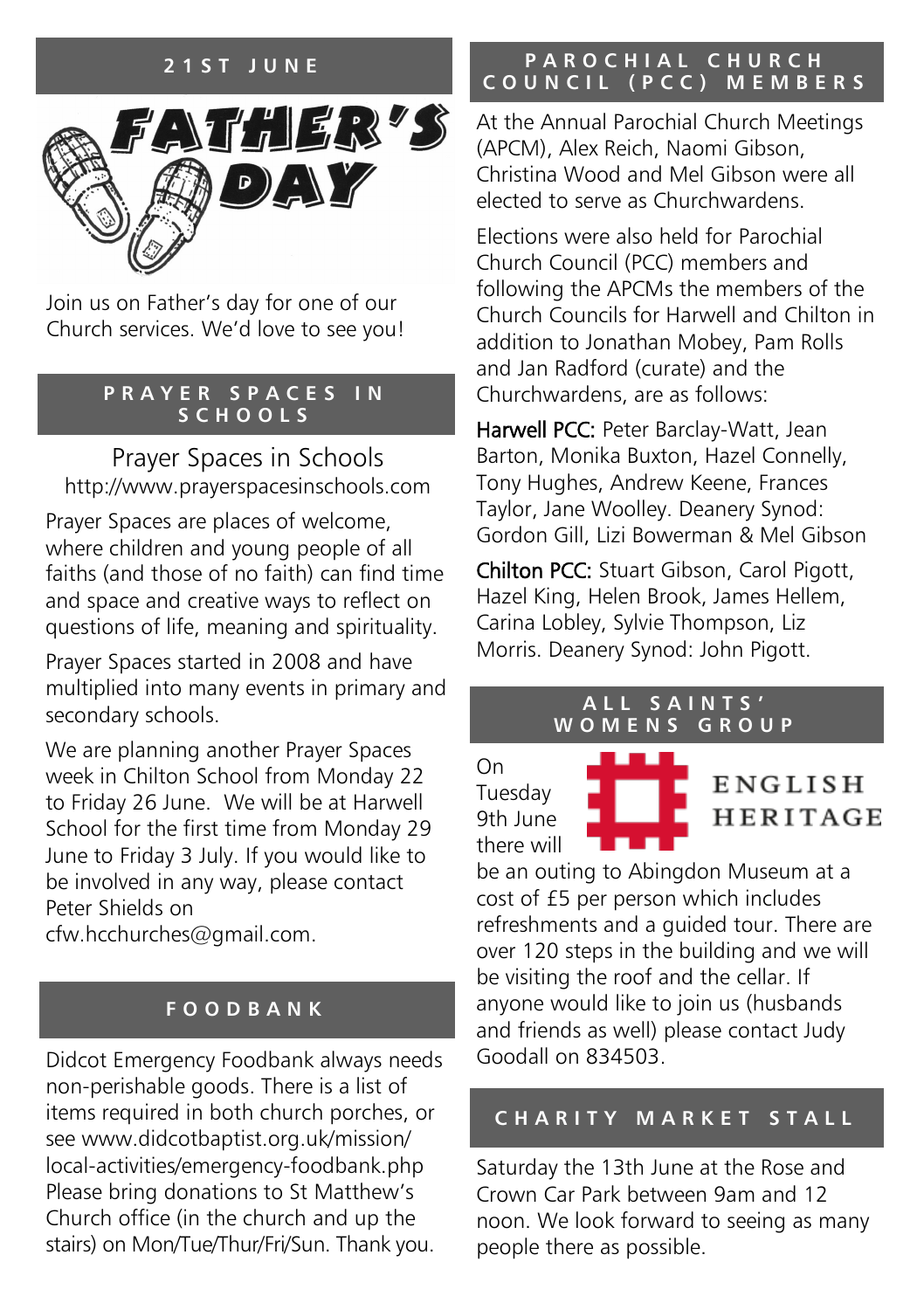## 21ST JUNE

FATHER'S DAY

Join us on Father's day for one of our Church services. We'd love to see you!

## PRAYER SPACES IN SCHOOLS

Prayer Spaces in Schools
http://www.prayerspacesinschools.com

Prayer Spaces are places of welcome, where children and young people of all faiths (and those of no faith) can find time and space and creative ways to reflect on questions of life, meaning and spirituality.

Prayer Spaces started in 2008 and have multiplied into many events in primary and secondary schools.

We are planning another Prayer Spaces week in Chilton School from Monday 22 to Friday 26 June. We will be at Harwell School for the first time from Monday 29 June to Friday 3 July. If you would like to be involved in any way, please contact Peter Shields on cfw.hcchurches@gmail.com.

## FOODBANK

Didcot Emergency Foodbank always needs non-perishable goods. There is a list of items required in both church porches, or see www.didcotbaptist.org.uk/mission/local-activities/emergency-foodbank.php Please bring donations to St Matthew's Church office (in the church and up the stairs) on Mon/Tue/Thur/Fri/Sun. Thank you.

## PAROCHIAL CHURCH COUNCIL (PCC) MEMBERS

At the Annual Parochial Church Meetings (APCM), Alex Reich, Naomi Gibson, Christina Wood and Mel Gibson were all elected to serve as Churchwardens.

Elections were also held for Parochial Church Council (PCC) members and following the APCMs the members of the Church Councils for Harwell and Chilton in addition to Jonathan Mobey, Pam Rolls and Jan Radford (curate) and the Churchwardens, are as follows:

**Harwell PCC:** Peter Barclay-Watt, Jean Barton, Monika Buxton, Hazel Connelly, Tony Hughes, Andrew Keene, Frances Taylor, Jane Woolley. Deanery Synod: Gordon Gill, Lizi Bowerman & Mel Gibson

**Chilton PCC:** Stuart Gibson, Carol Pigott, Hazel King, Helen Brook, James Hellem, Carina Lobley, Sylvie Thompson, Liz Morris. Deanery Synod: John Pigott.

## ALL SAINTS' WOMENS GROUP

ENGLISH HERITAGE

On Tuesday 9th June there will be an outing to Abingdon Museum at a cost of £5 per person which includes refreshments and a guided tour. There are over 120 steps in the building and we will be visiting the roof and the cellar. If anyone would like to join us (husbands and friends as well) please contact Judy Goodall on 834503.

## CHARITY MARKET STALL

Saturday the 13th June at the Rose and Crown Car Park between 9am and 12 noon. We look forward to seeing as many people there as possible.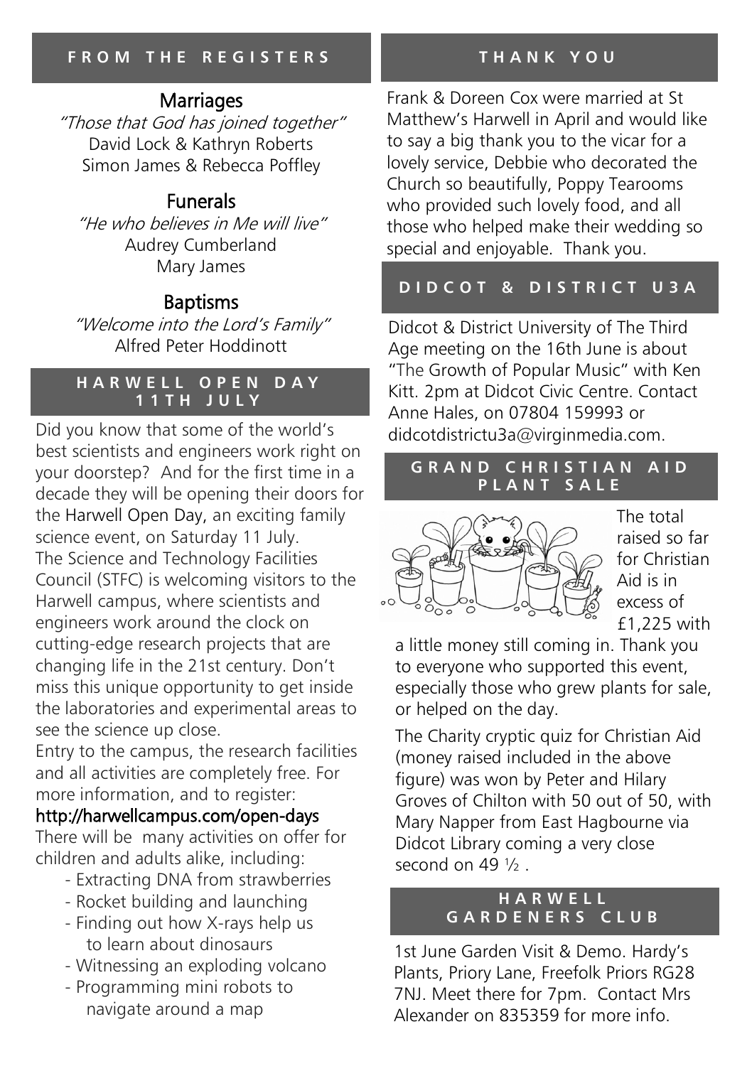## FROM THE REGISTERS

### Marriages

*"Those that God has joined together"*

David Lock & Kathryn Roberts
Simon James & Rebecca Poffley

### Funerals

*"He who believes in Me will live"*

Audrey Cumberland
Mary James

### Baptisms

*"Welcome into the Lord's Family"*

Alfred Peter Hoddinott

## HARWELL OPEN DAY 11TH JULY

Did you know that some of the world's best scientists and engineers work right on your doorstep? And for the first time in a decade they will be opening their doors for the Harwell Open Day, an exciting family science event, on Saturday 11 July.
The Science and Technology Facilities Council (STFC) is welcoming visitors to the Harwell campus, where scientists and engineers work around the clock on cutting-edge research projects that are changing life in the 21st century. Don't miss this unique opportunity to get inside the laboratories and experimental areas to see the science up close.
Entry to the campus, the research facilities and all activities are completely free. For more information, and to register:
**http://harwellcampus.com/open-days**
There will be many activities on offer for children and adults alike, including:

- Extracting DNA from strawberries
- Rocket building and launching
- Finding out how X-rays help us to learn about dinosaurs
- Witnessing an exploding volcano
- Programming mini robots to navigate around a map

## THANK YOU

Frank & Doreen Cox were married at St Matthew's Harwell in April and would like to say a big thank you to the vicar for a lovely service, Debbie who decorated the Church so beautifully, Poppy Tearooms who provided such lovely food, and all those who helped make their wedding so special and enjoyable. Thank you.

## DIDCOT & DISTRICT U3A

Didcot & District University of The Third Age meeting on the 16th June is about "The Growth of Popular Music" with Ken Kitt. 2pm at Didcot Civic Centre. Contact Anne Hales, on 07804 159993 or didcotdistrictu3a@virginmedia.com.

## GRAND CHRISTIAN AID PLANT SALE

The total raised so far for Christian Aid is in excess of £1,225 with a little money still coming in. Thank you to everyone who supported this event, especially those who grew plants for sale, or helped on the day.

The Charity cryptic quiz for Christian Aid (money raised included in the above figure) was won by Peter and Hilary Groves of Chilton with 50 out of 50, with Mary Napper from East Hagbourne via Didcot Library coming a very close second on 49 ½ .

## HARWELL GARDENERS CLUB

1st June Garden Visit & Demo. Hardy's Plants, Priory Lane, Freefolk Priors RG28 7NJ. Meet there for 7pm. Contact Mrs Alexander on 835359 for more info.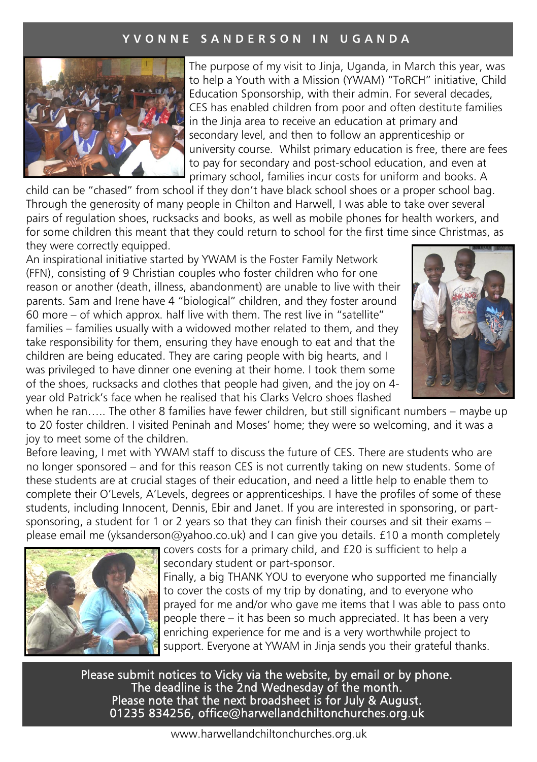## YVONNE SANDERSON IN UGANDA

The purpose of my visit to Jinja, Uganda, in March this year, was to help a Youth with a Mission (YWAM) "ToRCH" initiative, Child Education Sponsorship, with their admin. For several decades, CES has enabled children from poor and often destitute families in the Jinja area to receive an education at primary and secondary level, and then to follow an apprenticeship or university course. Whilst primary education is free, there are fees to pay for secondary and post-school education, and even at primary school, families incur costs for uniform and books. A child can be "chased" from school if they don't have black school shoes or a proper school bag. Through the generosity of many people in Chilton and Harwell, I was able to take over several pairs of regulation shoes, rucksacks and books, as well as mobile phones for health workers, and for some children this meant that they could return to school for the first time since Christmas, as they were correctly equipped.

An inspirational initiative started by YWAM is the Foster Family Network (FFN), consisting of 9 Christian couples who foster children who for one reason or another (death, illness, abandonment) are unable to live with their parents. Sam and Irene have 4 "biological" children, and they foster around 60 more – of which approx. half live with them. The rest live in "satellite" families – families usually with a widowed mother related to them, and they take responsibility for them, ensuring they have enough to eat and that the children are being educated. They are caring people with big hearts, and I was privileged to have dinner one evening at their home. I took them some of the shoes, rucksacks and clothes that people had given, and the joy on 4-year old Patrick's face when he realised that his Clarks Velcro shoes flashed when he ran….. The other 8 families have fewer children, but still significant numbers – maybe up to 20 foster children. I visited Peninah and Moses' home; they were so welcoming, and it was a joy to meet some of the children.

Before leaving, I met with YWAM staff to discuss the future of CES. There are students who are no longer sponsored – and for this reason CES is not currently taking on new students. Some of these students are at crucial stages of their education, and need a little help to enable them to complete their O'Levels, A'Levels, degrees or apprenticeships. I have the profiles of some of these students, including Innocent, Dennis, Ebir and Janet. If you are interested in sponsoring, or part-sponsoring, a student for 1 or 2 years so that they can finish their courses and sit their exams – please email me (yksanderson@yahoo.co.uk) and I can give you details. £10 a month completely covers costs for a primary child, and £20 is sufficient to help a secondary student or part-sponsor.

Finally, a big THANK YOU to everyone who supported me financially to cover the costs of my trip by donating, and to everyone who prayed for me and/or who gave me items that I was able to pass onto people there – it has been so much appreciated. It has been a very enriching experience for me and is a very worthwhile project to support. Everyone at YWAM in Jinja sends you their grateful thanks.

**Please submit notices to Vicky via the website, by email or by phone.**
**The deadline is the 2nd Wednesday of the month.**
**Please note that the next broadsheet is for July & August.**
**01235 834256, office@harwellandchiltonchurches.org.uk**

www.harwellandchiltonchurches.org.uk